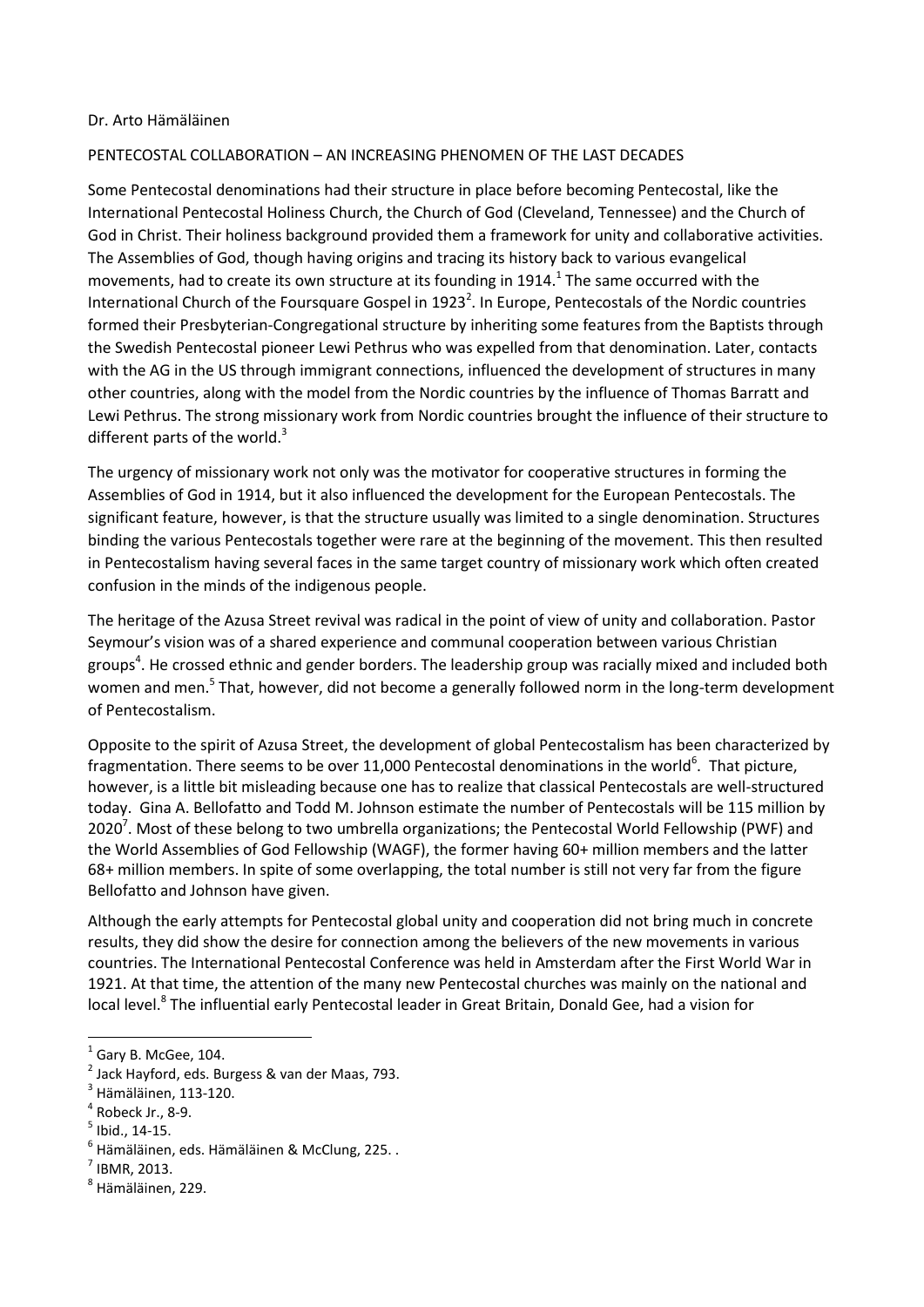Dr. Arto Hämäläinen

PENTECOSTAL COLLABORATION – AN INCREASING PHENOMEN OF THE LAST DECADES

Some Pentecostal denominations had their structure in place before becoming Pentecostal, like the International Pentecostal Holiness Church, the Church of God (Cleveland, Tennessee) and the Church of God in Christ. Their holiness background provided them a framework for unity and collaborative activities. The Assemblies of God, though having origins and tracing its history back to various evangelical movements, had to create its own structure at its founding in 1914.[1] The same occurred with the International Church of the Foursquare Gospel in 1923[2]. In Europe, Pentecostals of the Nordic countries formed their Presbyterian-Congregational structure by inheriting some features from the Baptists through the Swedish Pentecostal pioneer Lewi Pethrus who was expelled from that denomination. Later, contacts with the AG in the US through immigrant connections, influenced the development of structures in many other countries, along with the model from the Nordic countries by the influence of Thomas Barratt and Lewi Pethrus. The strong missionary work from Nordic countries brought the influence of their structure to different parts of the world.[3]

The urgency of missionary work not only was the motivator for cooperative structures in forming the Assemblies of God in 1914, but it also influenced the development for the European Pentecostals. The significant feature, however, is that the structure usually was limited to a single denomination. Structures binding the various Pentecostals together were rare at the beginning of the movement. This then resulted in Pentecostalism having several faces in the same target country of missionary work which often created confusion in the minds of the indigenous people.

The heritage of the Azusa Street revival was radical in the point of view of unity and collaboration. Pastor Seymour's vision was of a shared experience and communal cooperation between various Christian groups[4]. He crossed ethnic and gender borders. The leadership group was racially mixed and included both women and men.[5] That, however, did not become a generally followed norm in the long-term development of Pentecostalism.

Opposite to the spirit of Azusa Street, the development of global Pentecostalism has been characterized by fragmentation. There seems to be over 11,000 Pentecostal denominations in the world[6]. That picture, however, is a little bit misleading because one has to realize that classical Pentecostals are well-structured today. Gina A. Bellofatto and Todd M. Johnson estimate the number of Pentecostals will be 115 million by 2020[7]. Most of these belong to two umbrella organizations; the Pentecostal World Fellowship (PWF) and the World Assemblies of God Fellowship (WAGF), the former having 60+ million members and the latter 68+ million members. In spite of some overlapping, the total number is still not very far from the figure Bellofatto and Johnson have given.

Although the early attempts for Pentecostal global unity and cooperation did not bring much in concrete results, they did show the desire for connection among the believers of the new movements in various countries. The International Pentecostal Conference was held in Amsterdam after the First World War in 1921. At that time, the attention of the many new Pentecostal churches was mainly on the national and local level.[8] The influential early Pentecostal leader in Great Britain, Donald Gee, had a vision for

---

[1] Gary B. McGee, 104.

[2] Jack Hayford, eds. Burgess & van der Maas, 793.

[3] Hämäläinen, 113-120.

[4] Robeck Jr., 8-9.

[5] Ibid., 14-15.

[6] Hämäläinen, eds. Hämäläinen & McClung, 225. .

[7] IBMR, 2013.

[8] Hämäläinen, 229.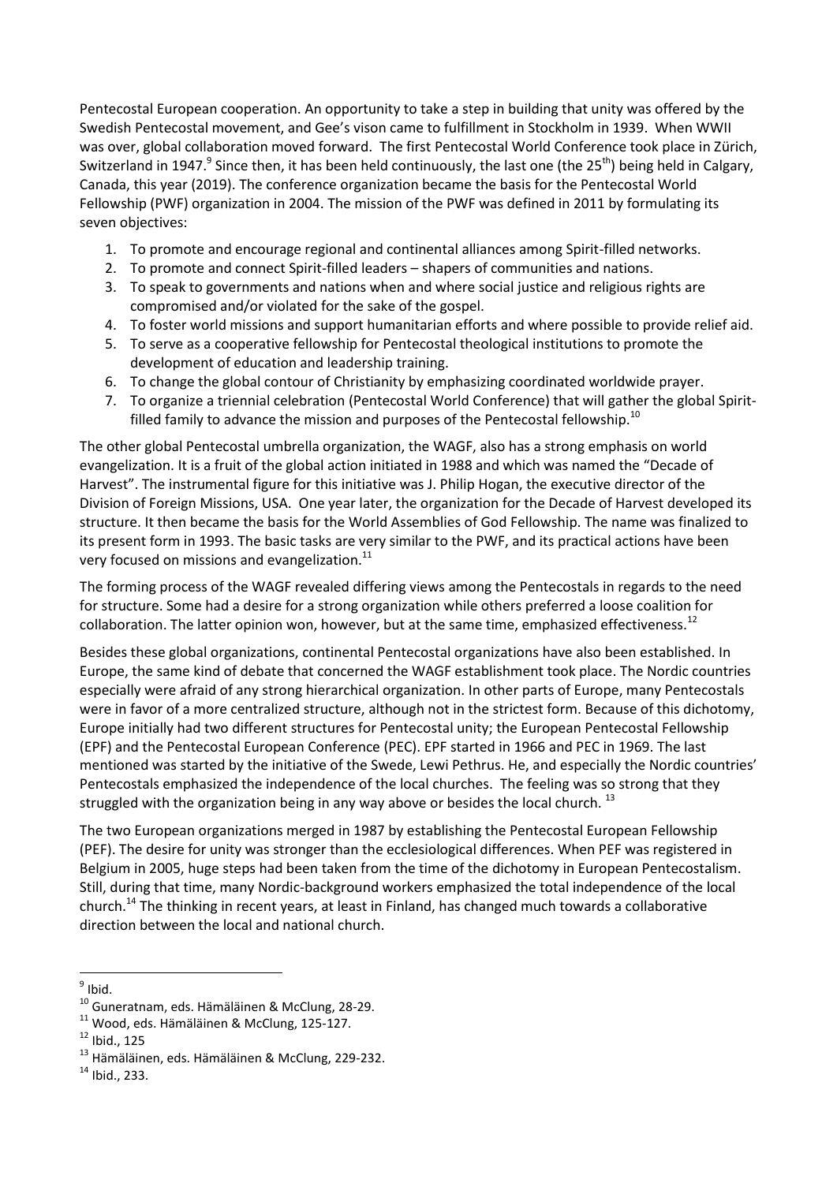Pentecostal European cooperation. An opportunity to take a step in building that unity was offered by the Swedish Pentecostal movement, and Gee's vison came to fulfillment in Stockholm in 1939. When WWII was over, global collaboration moved forward. The first Pentecostal World Conference took place in Zürich, Switzerland in 1947.[9] Since then, it has been held continuously, the last one (the 25th) being held in Calgary, Canada, this year (2019). The conference organization became the basis for the Pentecostal World Fellowship (PWF) organization in 2004. The mission of the PWF was defined in 2011 by formulating its seven objectives:

1. To promote and encourage regional and continental alliances among Spirit-filled networks.
2. To promote and connect Spirit-filled leaders – shapers of communities and nations.
3. To speak to governments and nations when and where social justice and religious rights are compromised and/or violated for the sake of the gospel.
4. To foster world missions and support humanitarian efforts and where possible to provide relief aid.
5. To serve as a cooperative fellowship for Pentecostal theological institutions to promote the development of education and leadership training.
6. To change the global contour of Christianity by emphasizing coordinated worldwide prayer.
7. To organize a triennial celebration (Pentecostal World Conference) that will gather the global Spirit-filled family to advance the mission and purposes of the Pentecostal fellowship.[10]

The other global Pentecostal umbrella organization, the WAGF, also has a strong emphasis on world evangelization. It is a fruit of the global action initiated in 1988 and which was named the "Decade of Harvest". The instrumental figure for this initiative was J. Philip Hogan, the executive director of the Division of Foreign Missions, USA. One year later, the organization for the Decade of Harvest developed its structure. It then became the basis for the World Assemblies of God Fellowship. The name was finalized to its present form in 1993. The basic tasks are very similar to the PWF, and its practical actions have been very focused on missions and evangelization.[11]

The forming process of the WAGF revealed differing views among the Pentecostals in regards to the need for structure. Some had a desire for a strong organization while others preferred a loose coalition for collaboration. The latter opinion won, however, but at the same time, emphasized effectiveness.[12]

Besides these global organizations, continental Pentecostal organizations have also been established. In Europe, the same kind of debate that concerned the WAGF establishment took place. The Nordic countries especially were afraid of any strong hierarchical organization. In other parts of Europe, many Pentecostals were in favor of a more centralized structure, although not in the strictest form. Because of this dichotomy, Europe initially had two different structures for Pentecostal unity; the European Pentecostal Fellowship (EPF) and the Pentecostal European Conference (PEC). EPF started in 1966 and PEC in 1969. The last mentioned was started by the initiative of the Swede, Lewi Pethrus. He, and especially the Nordic countries' Pentecostals emphasized the independence of the local churches. The feeling was so strong that they struggled with the organization being in any way above or besides the local church.[13]

The two European organizations merged in 1987 by establishing the Pentecostal European Fellowship (PEF). The desire for unity was stronger than the ecclesiological differences. When PEF was registered in Belgium in 2005, huge steps had been taken from the time of the dichotomy in European Pentecostalism. Still, during that time, many Nordic-background workers emphasized the total independence of the local church.[14] The thinking in recent years, at least in Finland, has changed much towards a collaborative direction between the local and national church.

---

[9] Ibid.

[10] Guneratnam, eds. Hämäläinen & McClung, 28-29.

[11] Wood, eds. Hämäläinen & McClung, 125-127.

[12] Ibid., 125

[13] Hämäläinen, eds. Hämäläinen & McClung, 229-232.

[14] Ibid., 233.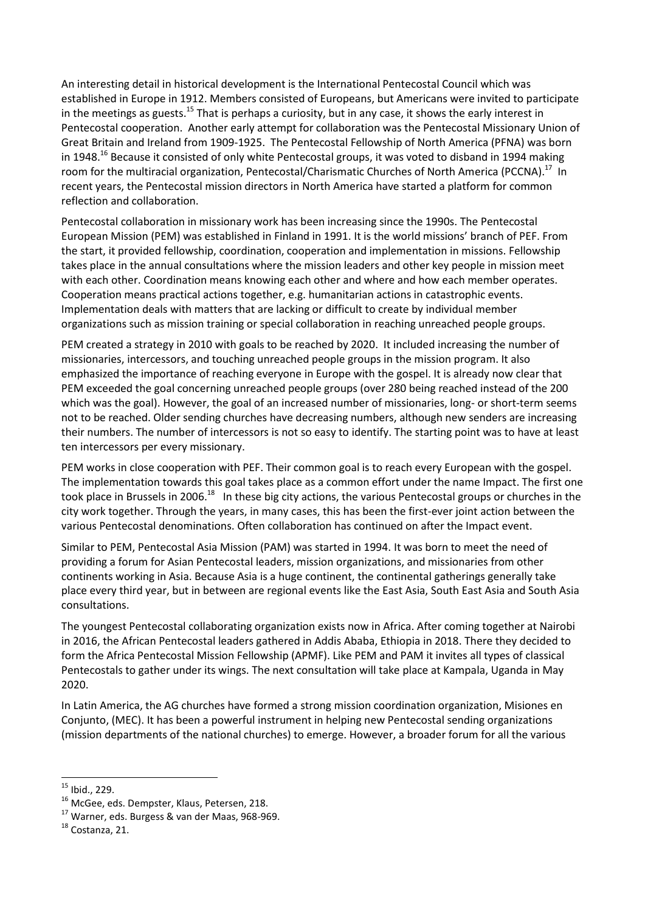An interesting detail in historical development is the International Pentecostal Council which was established in Europe in 1912. Members consisted of Europeans, but Americans were invited to participate in the meetings as guests.[15] That is perhaps a curiosity, but in any case, it shows the early interest in Pentecostal cooperation. Another early attempt for collaboration was the Pentecostal Missionary Union of Great Britain and Ireland from 1909-1925. The Pentecostal Fellowship of North America (PFNA) was born in 1948.[16] Because it consisted of only white Pentecostal groups, it was voted to disband in 1994 making room for the multiracial organization, Pentecostal/Charismatic Churches of North America (PCCNA).[17] In recent years, the Pentecostal mission directors in North America have started a platform for common reflection and collaboration.

Pentecostal collaboration in missionary work has been increasing since the 1990s. The Pentecostal European Mission (PEM) was established in Finland in 1991. It is the world missions' branch of PEF. From the start, it provided fellowship, coordination, cooperation and implementation in missions. Fellowship takes place in the annual consultations where the mission leaders and other key people in mission meet with each other. Coordination means knowing each other and where and how each member operates. Cooperation means practical actions together, e.g. humanitarian actions in catastrophic events. Implementation deals with matters that are lacking or difficult to create by individual member organizations such as mission training or special collaboration in reaching unreached people groups.

PEM created a strategy in 2010 with goals to be reached by 2020. It included increasing the number of missionaries, intercessors, and touching unreached people groups in the mission program. It also emphasized the importance of reaching everyone in Europe with the gospel. It is already now clear that PEM exceeded the goal concerning unreached people groups (over 280 being reached instead of the 200 which was the goal). However, the goal of an increased number of missionaries, long- or short-term seems not to be reached. Older sending churches have decreasing numbers, although new senders are increasing their numbers. The number of intercessors is not so easy to identify. The starting point was to have at least ten intercessors per every missionary.

PEM works in close cooperation with PEF. Their common goal is to reach every European with the gospel. The implementation towards this goal takes place as a common effort under the name Impact. The first one took place in Brussels in 2006.[18] In these big city actions, the various Pentecostal groups or churches in the city work together. Through the years, in many cases, this has been the first-ever joint action between the various Pentecostal denominations. Often collaboration has continued on after the Impact event.

Similar to PEM, Pentecostal Asia Mission (PAM) was started in 1994. It was born to meet the need of providing a forum for Asian Pentecostal leaders, mission organizations, and missionaries from other continents working in Asia. Because Asia is a huge continent, the continental gatherings generally take place every third year, but in between are regional events like the East Asia, South East Asia and South Asia consultations.

The youngest Pentecostal collaborating organization exists now in Africa. After coming together at Nairobi in 2016, the African Pentecostal leaders gathered in Addis Ababa, Ethiopia in 2018. There they decided to form the Africa Pentecostal Mission Fellowship (APMF). Like PEM and PAM it invites all types of classical Pentecostals to gather under its wings. The next consultation will take place at Kampala, Uganda in May 2020.

In Latin America, the AG churches have formed a strong mission coordination organization, Misiones en Conjunto, (MEC). It has been a powerful instrument in helping new Pentecostal sending organizations (mission departments of the national churches) to emerge. However, a broader forum for all the various

---

[15] Ibid., 229.

[16] McGee, eds. Dempster, Klaus, Petersen, 218.

[17] Warner, eds. Burgess & van der Maas, 968-969.

[18] Costanza, 21.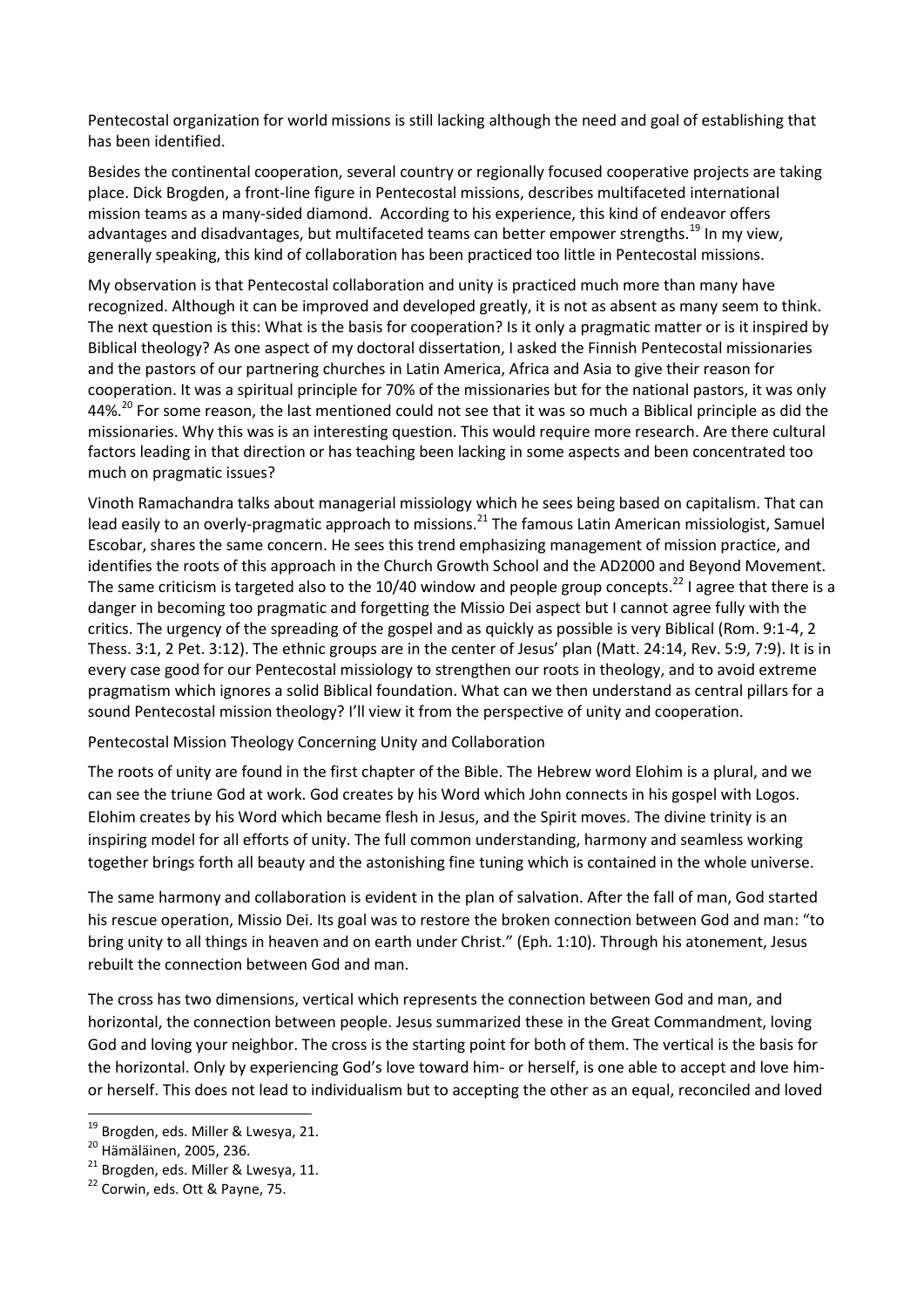Pentecostal organization for world missions is still lacking although the need and goal of establishing that has been identified.

Besides the continental cooperation, several country or regionally focused cooperative projects are taking place. Dick Brogden, a front-line figure in Pentecostal missions, describes multifaceted international mission teams as a many-sided diamond. According to his experience, this kind of endeavor offers advantages and disadvantages, but multifaceted teams can better empower strengths.[19] In my view, generally speaking, this kind of collaboration has been practiced too little in Pentecostal missions.

My observation is that Pentecostal collaboration and unity is practiced much more than many have recognized. Although it can be improved and developed greatly, it is not as absent as many seem to think. The next question is this: What is the basis for cooperation? Is it only a pragmatic matter or is it inspired by Biblical theology? As one aspect of my doctoral dissertation, I asked the Finnish Pentecostal missionaries and the pastors of our partnering churches in Latin America, Africa and Asia to give their reason for cooperation. It was a spiritual principle for 70% of the missionaries but for the national pastors, it was only 44%.[20] For some reason, the last mentioned could not see that it was so much a Biblical principle as did the missionaries. Why this was is an interesting question. This would require more research. Are there cultural factors leading in that direction or has teaching been lacking in some aspects and been concentrated too much on pragmatic issues?

Vinoth Ramachandra talks about managerial missiology which he sees being based on capitalism. That can lead easily to an overly-pragmatic approach to missions.[21] The famous Latin American missiologist, Samuel Escobar, shares the same concern. He sees this trend emphasizing management of mission practice, and identifies the roots of this approach in the Church Growth School and the AD2000 and Beyond Movement. The same criticism is targeted also to the 10/40 window and people group concepts.[22] I agree that there is a danger in becoming too pragmatic and forgetting the Missio Dei aspect but I cannot agree fully with the critics. The urgency of the spreading of the gospel and as quickly as possible is very Biblical (Rom. 9:1-4, 2 Thess. 3:1, 2 Pet. 3:12). The ethnic groups are in the center of Jesus' plan (Matt. 24:14, Rev. 5:9, 7:9). It is in every case good for our Pentecostal missiology to strengthen our roots in theology, and to avoid extreme pragmatism which ignores a solid Biblical foundation. What can we then understand as central pillars for a sound Pentecostal mission theology? I'll view it from the perspective of unity and cooperation.

## Pentecostal Mission Theology Concerning Unity and Collaboration

The roots of unity are found in the first chapter of the Bible. The Hebrew word Elohim is a plural, and we can see the triune God at work. God creates by his Word which John connects in his gospel with Logos. Elohim creates by his Word which became flesh in Jesus, and the Spirit moves. The divine trinity is an inspiring model for all efforts of unity. The full common understanding, harmony and seamless working together brings forth all beauty and the astonishing fine tuning which is contained in the whole universe.

The same harmony and collaboration is evident in the plan of salvation. After the fall of man, God started his rescue operation, Missio Dei. Its goal was to restore the broken connection between God and man: "to bring unity to all things in heaven and on earth under Christ." (Eph. 1:10). Through his atonement, Jesus rebuilt the connection between God and man.

The cross has two dimensions, vertical which represents the connection between God and man, and horizontal, the connection between people. Jesus summarized these in the Great Commandment, loving God and loving your neighbor. The cross is the starting point for both of them. The vertical is the basis for the horizontal. Only by experiencing God's love toward him- or herself, is one able to accept and love him- or herself. This does not lead to individualism but to accepting the other as an equal, reconciled and loved

---

[19] Brogden, eds. Miller & Lwesya, 21.

[20] Hämäläinen, 2005, 236.

[21] Brogden, eds. Miller & Lwesya, 11.

[22] Corwin, eds. Ott & Payne, 75.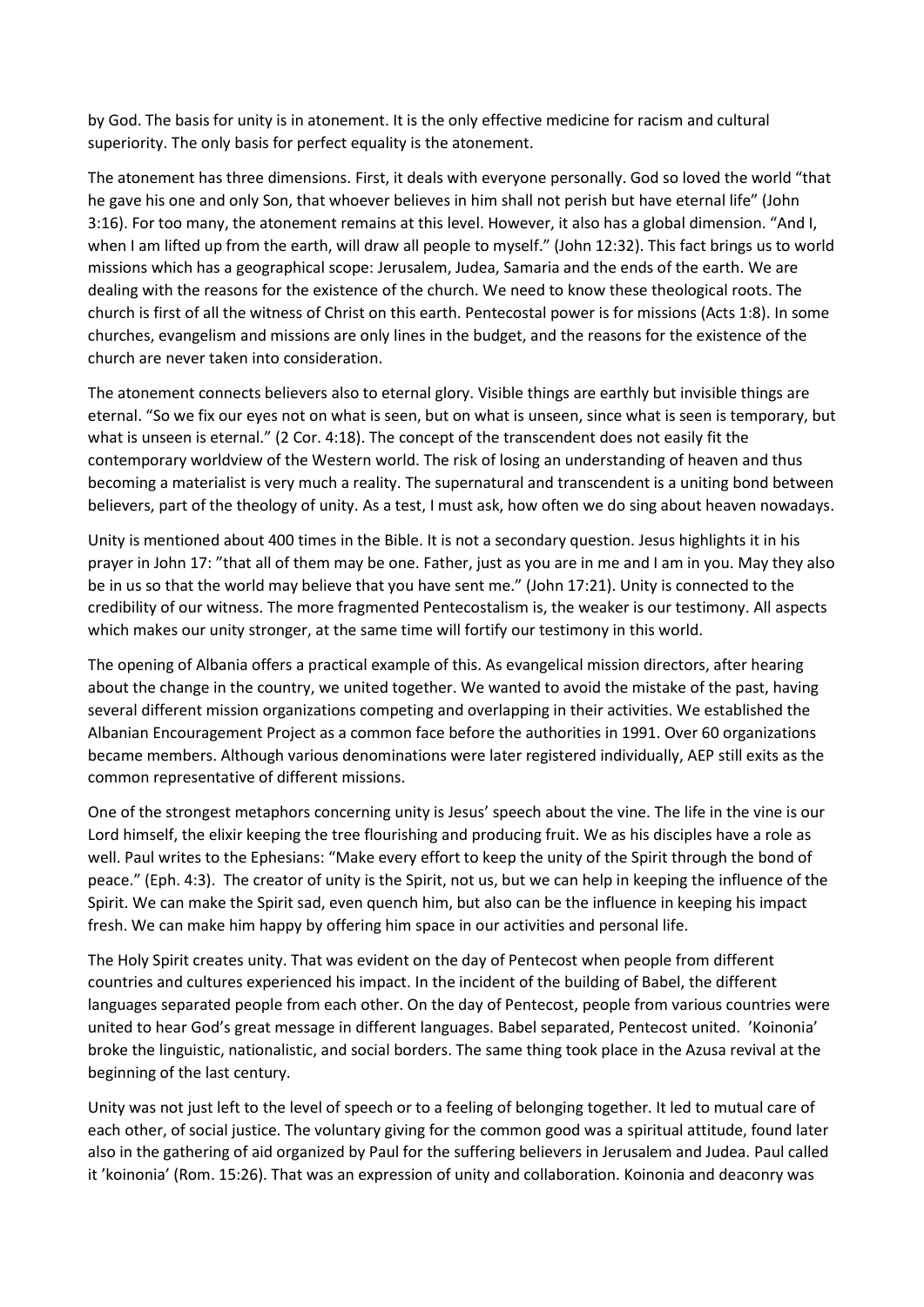by God. The basis for unity is in atonement. It is the only effective medicine for racism and cultural superiority. The only basis for perfect equality is the atonement.

The atonement has three dimensions. First, it deals with everyone personally. God so loved the world "that he gave his one and only Son, that whoever believes in him shall not perish but have eternal life" (John 3:16). For too many, the atonement remains at this level. However, it also has a global dimension. "And I, when I am lifted up from the earth, will draw all people to myself." (John 12:32). This fact brings us to world missions which has a geographical scope: Jerusalem, Judea, Samaria and the ends of the earth. We are dealing with the reasons for the existence of the church. We need to know these theological roots. The church is first of all the witness of Christ on this earth. Pentecostal power is for missions (Acts 1:8). In some churches, evangelism and missions are only lines in the budget, and the reasons for the existence of the church are never taken into consideration.

The atonement connects believers also to eternal glory. Visible things are earthly but invisible things are eternal. "So we fix our eyes not on what is seen, but on what is unseen, since what is seen is temporary, but what is unseen is eternal." (2 Cor. 4:18). The concept of the transcendent does not easily fit the contemporary worldview of the Western world. The risk of losing an understanding of heaven and thus becoming a materialist is very much a reality. The supernatural and transcendent is a uniting bond between believers, part of the theology of unity. As a test, I must ask, how often we do sing about heaven nowadays.

Unity is mentioned about 400 times in the Bible. It is not a secondary question. Jesus highlights it in his prayer in John 17: "that all of them may be one. Father, just as you are in me and I am in you. May they also be in us so that the world may believe that you have sent me." (John 17:21). Unity is connected to the credibility of our witness. The more fragmented Pentecostalism is, the weaker is our testimony. All aspects which makes our unity stronger, at the same time will fortify our testimony in this world.

The opening of Albania offers a practical example of this. As evangelical mission directors, after hearing about the change in the country, we united together. We wanted to avoid the mistake of the past, having several different mission organizations competing and overlapping in their activities. We established the Albanian Encouragement Project as a common face before the authorities in 1991. Over 60 organizations became members. Although various denominations were later registered individually, AEP still exits as the common representative of different missions.

One of the strongest metaphors concerning unity is Jesus' speech about the vine. The life in the vine is our Lord himself, the elixir keeping the tree flourishing and producing fruit. We as his disciples have a role as well. Paul writes to the Ephesians: "Make every effort to keep the unity of the Spirit through the bond of peace." (Eph. 4:3). The creator of unity is the Spirit, not us, but we can help in keeping the influence of the Spirit. We can make the Spirit sad, even quench him, but also can be the influence in keeping his impact fresh. We can make him happy by offering him space in our activities and personal life.

The Holy Spirit creates unity. That was evident on the day of Pentecost when people from different countries and cultures experienced his impact. In the incident of the building of Babel, the different languages separated people from each other. On the day of Pentecost, people from various countries were united to hear God's great message in different languages. Babel separated, Pentecost united. 'Koinonia' broke the linguistic, nationalistic, and social borders. The same thing took place in the Azusa revival at the beginning of the last century.

Unity was not just left to the level of speech or to a feeling of belonging together. It led to mutual care of each other, of social justice. The voluntary giving for the common good was a spiritual attitude, found later also in the gathering of aid organized by Paul for the suffering believers in Jerusalem and Judea. Paul called it 'koinonia' (Rom. 15:26). That was an expression of unity and collaboration. Koinonia and deaconry was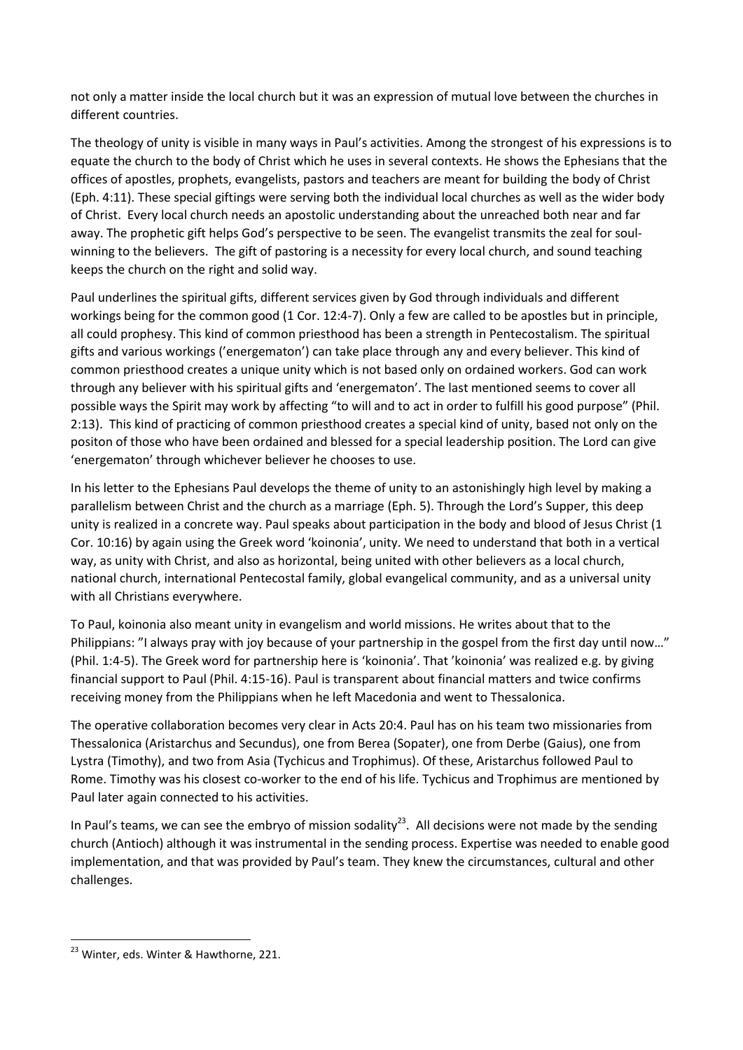not only a matter inside the local church but it was an expression of mutual love between the churches in different countries.

The theology of unity is visible in many ways in Paul's activities. Among the strongest of his expressions is to equate the church to the body of Christ which he uses in several contexts. He shows the Ephesians that the offices of apostles, prophets, evangelists, pastors and teachers are meant for building the body of Christ (Eph. 4:11). These special giftings were serving both the individual local churches as well as the wider body of Christ. Every local church needs an apostolic understanding about the unreached both near and far away. The prophetic gift helps God's perspective to be seen. The evangelist transmits the zeal for soul-winning to the believers. The gift of pastoring is a necessity for every local church, and sound teaching keeps the church on the right and solid way.

Paul underlines the spiritual gifts, different services given by God through individuals and different workings being for the common good (1 Cor. 12:4-7). Only a few are called to be apostles but in principle, all could prophesy. This kind of common priesthood has been a strength in Pentecostalism. The spiritual gifts and various workings ('energematon') can take place through any and every believer. This kind of common priesthood creates a unique unity which is not based only on ordained workers. God can work through any believer with his spiritual gifts and 'energematon'. The last mentioned seems to cover all possible ways the Spirit may work by affecting "to will and to act in order to fulfill his good purpose" (Phil. 2:13). This kind of practicing of common priesthood creates a special kind of unity, based not only on the positon of those who have been ordained and blessed for a special leadership position. The Lord can give 'energematon' through whichever believer he chooses to use.

In his letter to the Ephesians Paul develops the theme of unity to an astonishingly high level by making a parallelism between Christ and the church as a marriage (Eph. 5). Through the Lord's Supper, this deep unity is realized in a concrete way. Paul speaks about participation in the body and blood of Jesus Christ (1 Cor. 10:16) by again using the Greek word 'koinonia', unity. We need to understand that both in a vertical way, as unity with Christ, and also as horizontal, being united with other believers as a local church, national church, international Pentecostal family, global evangelical community, and as a universal unity with all Christians everywhere.

To Paul, koinonia also meant unity in evangelism and world missions. He writes about that to the Philippians: "I always pray with joy because of your partnership in the gospel from the first day until now…" (Phil. 1:4-5). The Greek word for partnership here is 'koinonia'. That 'koinonia' was realized e.g. by giving financial support to Paul (Phil. 4:15-16). Paul is transparent about financial matters and twice confirms receiving money from the Philippians when he left Macedonia and went to Thessalonica.

The operative collaboration becomes very clear in Acts 20:4. Paul has on his team two missionaries from Thessalonica (Aristarchus and Secundus), one from Berea (Sopater), one from Derbe (Gaius), one from Lystra (Timothy), and two from Asia (Tychicus and Trophimus). Of these, Aristarchus followed Paul to Rome. Timothy was his closest co-worker to the end of his life. Tychicus and Trophimus are mentioned by Paul later again connected to his activities.

In Paul's teams, we can see the embryo of mission sodality[23]. All decisions were not made by the sending church (Antioch) although it was instrumental in the sending process. Expertise was needed to enable good implementation, and that was provided by Paul's team. They knew the circumstances, cultural and other challenges.

---

[23] Winter, eds. Winter & Hawthorne, 221.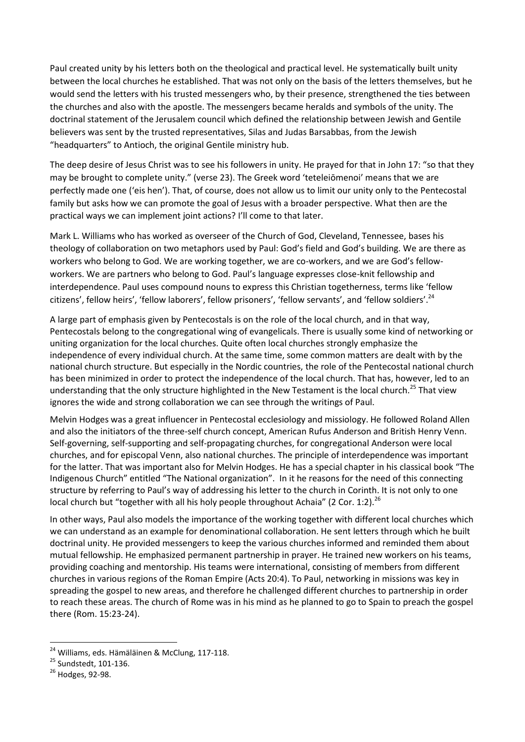Paul created unity by his letters both on the theological and practical level. He systematically built unity between the local churches he established. That was not only on the basis of the letters themselves, but he would send the letters with his trusted messengers who, by their presence, strengthened the ties between the churches and also with the apostle. The messengers became heralds and symbols of the unity. The doctrinal statement of the Jerusalem council which defined the relationship between Jewish and Gentile believers was sent by the trusted representatives, Silas and Judas Barsabbas, from the Jewish "headquarters" to Antioch, the original Gentile ministry hub.

The deep desire of Jesus Christ was to see his followers in unity. He prayed for that in John 17: "so that they may be brought to complete unity." (verse 23). The Greek word 'teteleiōmenoi' means that we are perfectly made one ('eis hen'). That, of course, does not allow us to limit our unity only to the Pentecostal family but asks how we can promote the goal of Jesus with a broader perspective. What then are the practical ways we can implement joint actions? I'll come to that later.

Mark L. Williams who has worked as overseer of the Church of God, Cleveland, Tennessee, bases his theology of collaboration on two metaphors used by Paul: God's field and God's building. We are there as workers who belong to God. We are working together, we are co-workers, and we are God's fellow-workers. We are partners who belong to God. Paul's language expresses close-knit fellowship and interdependence. Paul uses compound nouns to express this Christian togetherness, terms like 'fellow citizens', fellow heirs', 'fellow laborers', fellow prisoners', 'fellow servants', and 'fellow soldiers'.[24]

A large part of emphasis given by Pentecostals is on the role of the local church, and in that way, Pentecostals belong to the congregational wing of evangelicals. There is usually some kind of networking or uniting organization for the local churches. Quite often local churches strongly emphasize the independence of every individual church. At the same time, some common matters are dealt with by the national church structure. But especially in the Nordic countries, the role of the Pentecostal national church has been minimized in order to protect the independence of the local church. That has, however, led to an understanding that the only structure highlighted in the New Testament is the local church.[25] That view ignores the wide and strong collaboration we can see through the writings of Paul.

Melvin Hodges was a great influencer in Pentecostal ecclesiology and missiology. He followed Roland Allen and also the initiators of the three-self church concept, American Rufus Anderson and British Henry Venn. Self-governing, self-supporting and self-propagating churches, for congregational Anderson were local churches, and for episcopal Venn, also national churches. The principle of interdependence was important for the latter. That was important also for Melvin Hodges. He has a special chapter in his classical book "The Indigenous Church" entitled "The National organization". In it he reasons for the need of this connecting structure by referring to Paul's way of addressing his letter to the church in Corinth. It is not only to one local church but "together with all his holy people throughout Achaia" (2 Cor. 1:2).[26]

In other ways, Paul also models the importance of the working together with different local churches which we can understand as an example for denominational collaboration. He sent letters through which he built doctrinal unity. He provided messengers to keep the various churches informed and reminded them about mutual fellowship. He emphasized permanent partnership in prayer. He trained new workers on his teams, providing coaching and mentorship. His teams were international, consisting of members from different churches in various regions of the Roman Empire (Acts 20:4). To Paul, networking in missions was key in spreading the gospel to new areas, and therefore he challenged different churches to partnership in order to reach these areas. The church of Rome was in his mind as he planned to go to Spain to preach the gospel there (Rom. 15:23-24).

---

[24] Williams, eds. Hämäläinen & McClung, 117-118.

[25] Sundstedt, 101-136.

[26] Hodges, 92-98.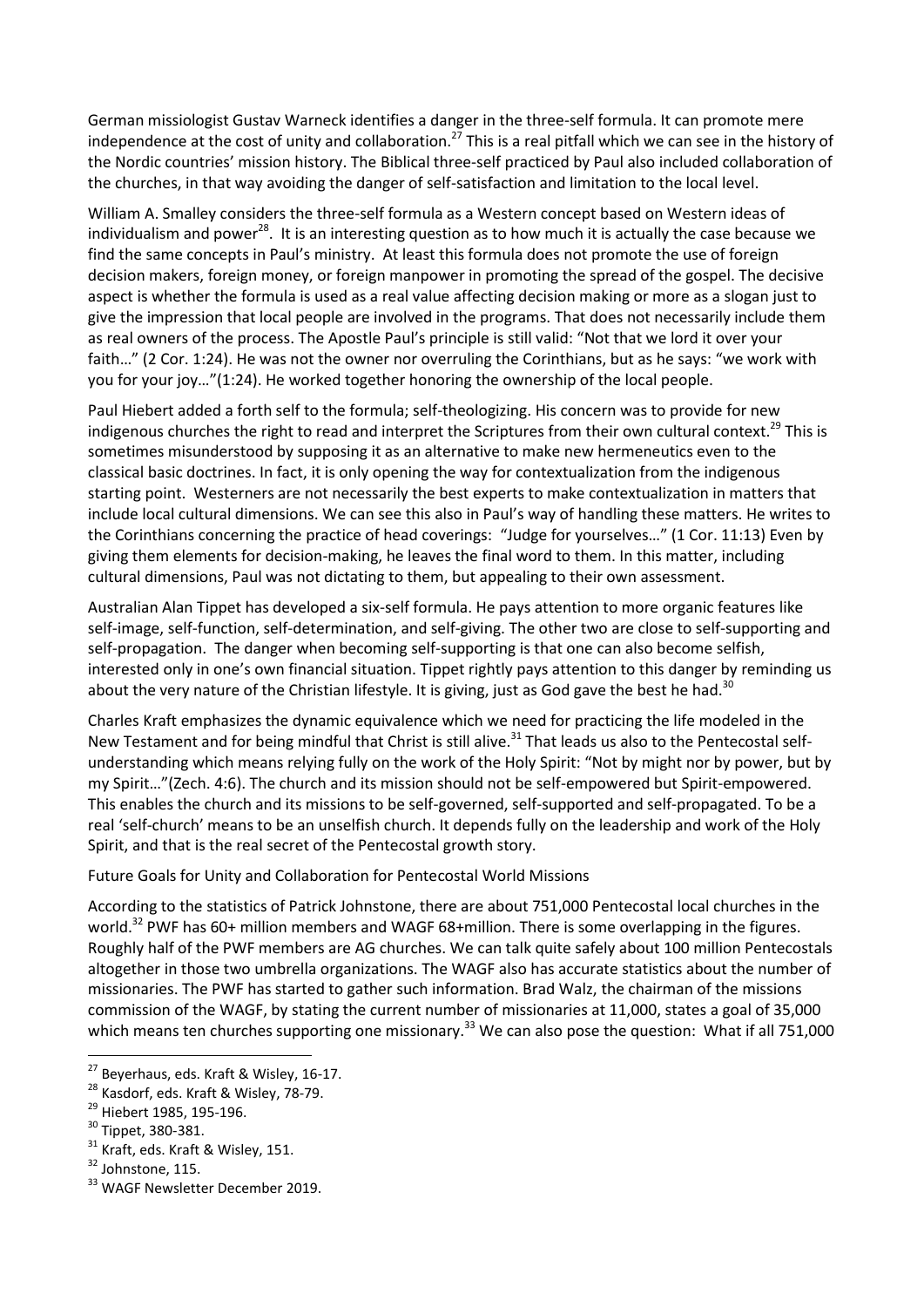German missiologist Gustav Warneck identifies a danger in the three-self formula. It can promote mere independence at the cost of unity and collaboration.[27] This is a real pitfall which we can see in the history of the Nordic countries' mission history. The Biblical three-self practiced by Paul also included collaboration of the churches, in that way avoiding the danger of self-satisfaction and limitation to the local level.

William A. Smalley considers the three-self formula as a Western concept based on Western ideas of individualism and power[28]. It is an interesting question as to how much it is actually the case because we find the same concepts in Paul's ministry. At least this formula does not promote the use of foreign decision makers, foreign money, or foreign manpower in promoting the spread of the gospel. The decisive aspect is whether the formula is used as a real value affecting decision making or more as a slogan just to give the impression that local people are involved in the programs. That does not necessarily include them as real owners of the process. The Apostle Paul's principle is still valid: "Not that we lord it over your faith…" (2 Cor. 1:24). He was not the owner nor overruling the Corinthians, but as he says: "we work with you for your joy…"(1:24). He worked together honoring the ownership of the local people.

Paul Hiebert added a forth self to the formula; self-theologizing. His concern was to provide for new indigenous churches the right to read and interpret the Scriptures from their own cultural context.[29] This is sometimes misunderstood by supposing it as an alternative to make new hermeneutics even to the classical basic doctrines. In fact, it is only opening the way for contextualization from the indigenous starting point. Westerners are not necessarily the best experts to make contextualization in matters that include local cultural dimensions. We can see this also in Paul's way of handling these matters. He writes to the Corinthians concerning the practice of head coverings: "Judge for yourselves…" (1 Cor. 11:13) Even by giving them elements for decision-making, he leaves the final word to them. In this matter, including cultural dimensions, Paul was not dictating to them, but appealing to their own assessment.

Australian Alan Tippet has developed a six-self formula. He pays attention to more organic features like self-image, self-function, self-determination, and self-giving. The other two are close to self-supporting and self-propagation. The danger when becoming self-supporting is that one can also become selfish, interested only in one's own financial situation. Tippet rightly pays attention to this danger by reminding us about the very nature of the Christian lifestyle. It is giving, just as God gave the best he had.[30]

Charles Kraft emphasizes the dynamic equivalence which we need for practicing the life modeled in the New Testament and for being mindful that Christ is still alive.[31] That leads us also to the Pentecostal self-understanding which means relying fully on the work of the Holy Spirit: "Not by might nor by power, but by my Spirit…"(Zech. 4:6). The church and its mission should not be self-empowered but Spirit-empowered. This enables the church and its missions to be self-governed, self-supported and self-propagated. To be a real 'self-church' means to be an unselfish church. It depends fully on the leadership and work of the Holy Spirit, and that is the real secret of the Pentecostal growth story.

## Future Goals for Unity and Collaboration for Pentecostal World Missions

According to the statistics of Patrick Johnstone, there are about 751,000 Pentecostal local churches in the world.[32] PWF has 60+ million members and WAGF 68+million. There is some overlapping in the figures. Roughly half of the PWF members are AG churches. We can talk quite safely about 100 million Pentecostals altogether in those two umbrella organizations. The WAGF also has accurate statistics about the number of missionaries. The PWF has started to gather such information. Brad Walz, the chairman of the missions commission of the WAGF, by stating the current number of missionaries at 11,000, states a goal of 35,000 which means ten churches supporting one missionary.[33] We can also pose the question: What if all 751,000

---

[27] Beyerhaus, eds. Kraft & Wisley, 16-17.

[28] Kasdorf, eds. Kraft & Wisley, 78-79.

[29] Hiebert 1985, 195-196.

[30] Tippet, 380-381.

[31] Kraft, eds. Kraft & Wisley, 151.

[32] Johnstone, 115.

[33] WAGF Newsletter December 2019.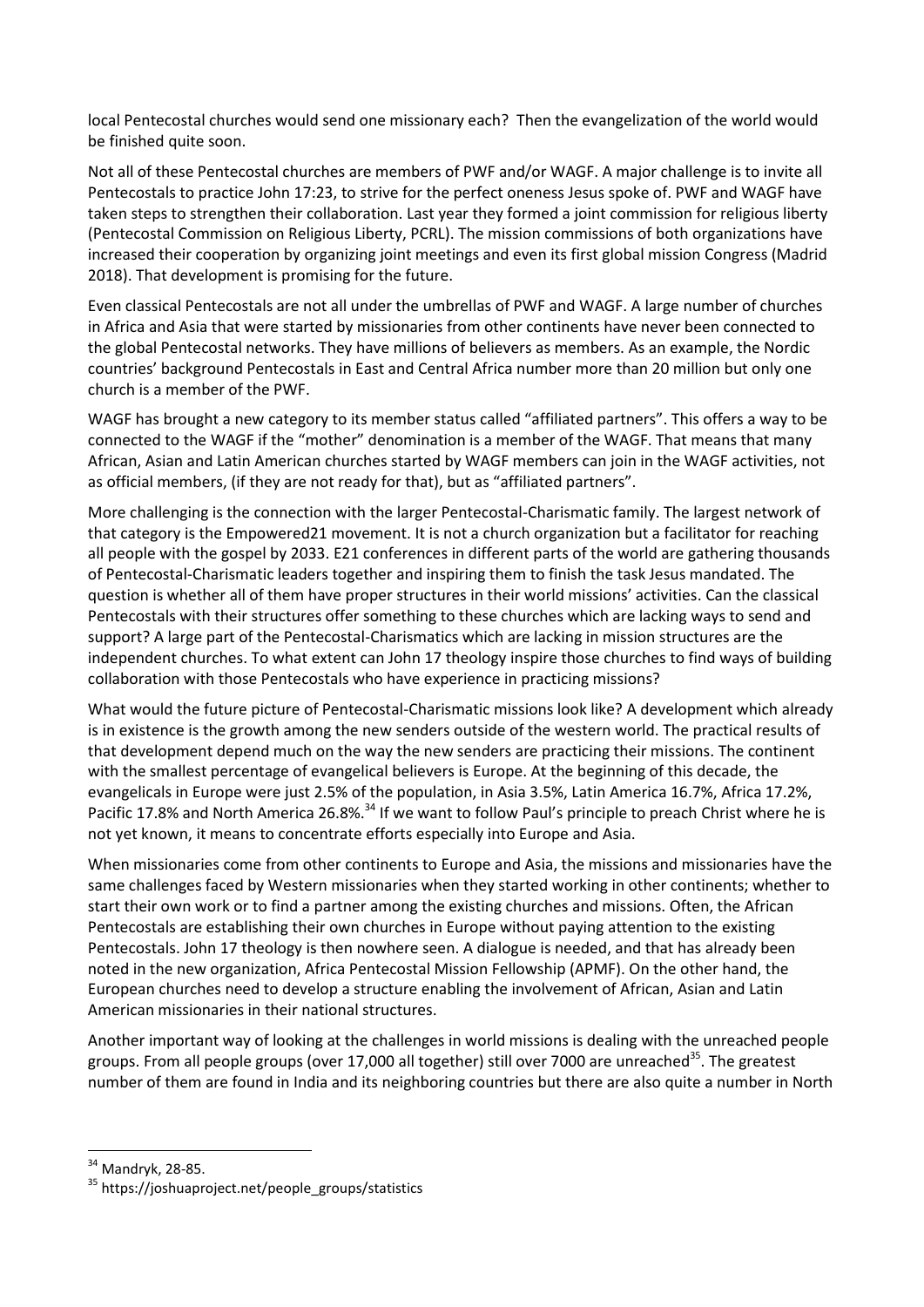local Pentecostal churches would send one missionary each? Then the evangelization of the world would be finished quite soon.

Not all of these Pentecostal churches are members of PWF and/or WAGF. A major challenge is to invite all Pentecostals to practice John 17:23, to strive for the perfect oneness Jesus spoke of. PWF and WAGF have taken steps to strengthen their collaboration. Last year they formed a joint commission for religious liberty (Pentecostal Commission on Religious Liberty, PCRL). The mission commissions of both organizations have increased their cooperation by organizing joint meetings and even its first global mission Congress (Madrid 2018). That development is promising for the future.

Even classical Pentecostals are not all under the umbrellas of PWF and WAGF. A large number of churches in Africa and Asia that were started by missionaries from other continents have never been connected to the global Pentecostal networks. They have millions of believers as members. As an example, the Nordic countries' background Pentecostals in East and Central Africa number more than 20 million but only one church is a member of the PWF.

WAGF has brought a new category to its member status called "affiliated partners". This offers a way to be connected to the WAGF if the "mother" denomination is a member of the WAGF. That means that many African, Asian and Latin American churches started by WAGF members can join in the WAGF activities, not as official members, (if they are not ready for that), but as "affiliated partners".

More challenging is the connection with the larger Pentecostal-Charismatic family. The largest network of that category is the Empowered21 movement. It is not a church organization but a facilitator for reaching all people with the gospel by 2033. E21 conferences in different parts of the world are gathering thousands of Pentecostal-Charismatic leaders together and inspiring them to finish the task Jesus mandated. The question is whether all of them have proper structures in their world missions' activities. Can the classical Pentecostals with their structures offer something to these churches which are lacking ways to send and support? A large part of the Pentecostal-Charismatics which are lacking in mission structures are the independent churches. To what extent can John 17 theology inspire those churches to find ways of building collaboration with those Pentecostals who have experience in practicing missions?

What would the future picture of Pentecostal-Charismatic missions look like? A development which already is in existence is the growth among the new senders outside of the western world. The practical results of that development depend much on the way the new senders are practicing their missions. The continent with the smallest percentage of evangelical believers is Europe. At the beginning of this decade, the evangelicals in Europe were just 2.5% of the population, in Asia 3.5%, Latin America 16.7%, Africa 17.2%, Pacific 17.8% and North America 26.8%.[34] If we want to follow Paul's principle to preach Christ where he is not yet known, it means to concentrate efforts especially into Europe and Asia.

When missionaries come from other continents to Europe and Asia, the missions and missionaries have the same challenges faced by Western missionaries when they started working in other continents; whether to start their own work or to find a partner among the existing churches and missions. Often, the African Pentecostals are establishing their own churches in Europe without paying attention to the existing Pentecostals. John 17 theology is then nowhere seen. A dialogue is needed, and that has already been noted in the new organization, Africa Pentecostal Mission Fellowship (APMF). On the other hand, the European churches need to develop a structure enabling the involvement of African, Asian and Latin American missionaries in their national structures.

Another important way of looking at the challenges in world missions is dealing with the unreached people groups. From all people groups (over 17,000 all together) still over 7000 are unreached[35]. The greatest number of them are found in India and its neighboring countries but there are also quite a number in North

---

[34] Mandryk, 28-85.

[35] https://joshuaproject.net/people_groups/statistics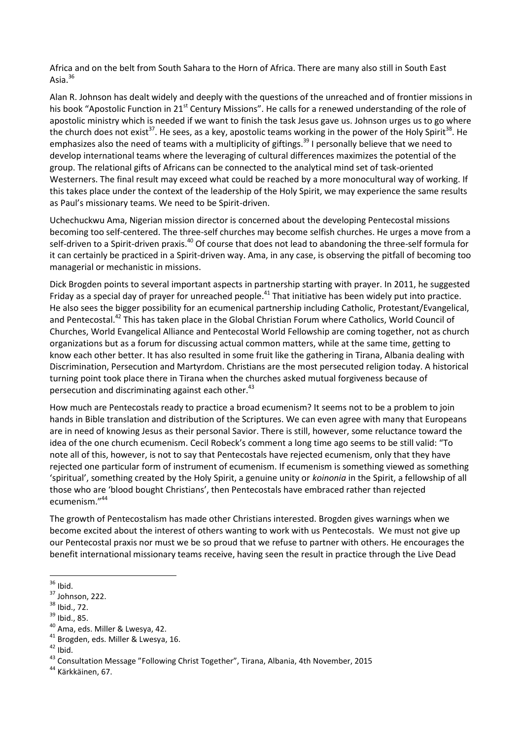Africa and on the belt from South Sahara to the Horn of Africa. There are many also still in South East Asia.[36]

Alan R. Johnson has dealt widely and deeply with the questions of the unreached and of frontier missions in his book "Apostolic Function in 21st Century Missions". He calls for a renewed understanding of the role of apostolic ministry which is needed if we want to finish the task Jesus gave us. Johnson urges us to go where the church does not exist[37]. He sees, as a key, apostolic teams working in the power of the Holy Spirit[38]. He emphasizes also the need of teams with a multiplicity of giftings.[39] I personally believe that we need to develop international teams where the leveraging of cultural differences maximizes the potential of the group. The relational gifts of Africans can be connected to the analytical mind set of task-oriented Westerners. The final result may exceed what could be reached by a more monocultural way of working. If this takes place under the context of the leadership of the Holy Spirit, we may experience the same results as Paul's missionary teams. We need to be Spirit-driven.

Uchechuckwu Ama, Nigerian mission director is concerned about the developing Pentecostal missions becoming too self-centered. The three-self churches may become selfish churches. He urges a move from a self-driven to a Spirit-driven praxis.[40] Of course that does not lead to abandoning the three-self formula for it can certainly be practiced in a Spirit-driven way. Ama, in any case, is observing the pitfall of becoming too managerial or mechanistic in missions.

Dick Brogden points to several important aspects in partnership starting with prayer. In 2011, he suggested Friday as a special day of prayer for unreached people.[41] That initiative has been widely put into practice. He also sees the bigger possibility for an ecumenical partnership including Catholic, Protestant/Evangelical, and Pentecostal.[42] This has taken place in the Global Christian Forum where Catholics, World Council of Churches, World Evangelical Alliance and Pentecostal World Fellowship are coming together, not as church organizations but as a forum for discussing actual common matters, while at the same time, getting to know each other better. It has also resulted in some fruit like the gathering in Tirana, Albania dealing with Discrimination, Persecution and Martyrdom. Christians are the most persecuted religion today. A historical turning point took place there in Tirana when the churches asked mutual forgiveness because of persecution and discriminating against each other.[43]

How much are Pentecostals ready to practice a broad ecumenism? It seems not to be a problem to join hands in Bible translation and distribution of the Scriptures. We can even agree with many that Europeans are in need of knowing Jesus as their personal Savior. There is still, however, some reluctance toward the idea of the one church ecumenism. Cecil Robeck's comment a long time ago seems to be still valid: "To note all of this, however, is not to say that Pentecostals have rejected ecumenism, only that they have rejected one particular form of instrument of ecumenism. If ecumenism is something viewed as something 'spiritual', something created by the Holy Spirit, a genuine unity or *koinonia* in the Spirit, a fellowship of all those who are 'blood bought Christians', then Pentecostals have embraced rather than rejected ecumenism."[44]

The growth of Pentecostalism has made other Christians interested. Brogden gives warnings when we become excited about the interest of others wanting to work with us Pentecostals. We must not give up our Pentecostal praxis nor must we be so proud that we refuse to partner with others. He encourages the benefit international missionary teams receive, having seen the result in practice through the Live Dead

---

[36] Ibid.

[37] Johnson, 222.

[38] Ibid., 72.

[39] Ibid., 85.

[40] Ama, eds. Miller & Lwesya, 42.

[41] Brogden, eds. Miller & Lwesya, 16.

[42] Ibid.

[43] Consultation Message "Following Christ Together", Tirana, Albania, 4th November, 2015

[44] Kärkkäinen, 67.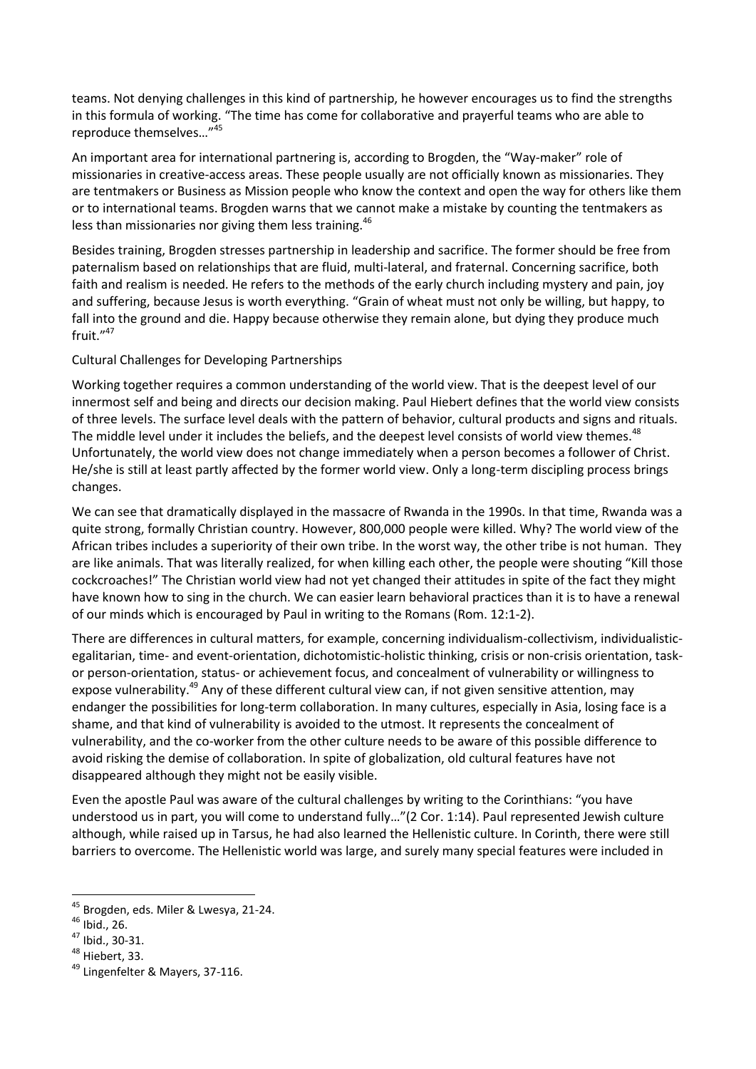teams. Not denying challenges in this kind of partnership, he however encourages us to find the strengths in this formula of working. "The time has come for collaborative and prayerful teams who are able to reproduce themselves…"[45]

An important area for international partnering is, according to Brogden, the "Way-maker" role of missionaries in creative-access areas. These people usually are not officially known as missionaries. They are tentmakers or Business as Mission people who know the context and open the way for others like them or to international teams. Brogden warns that we cannot make a mistake by counting the tentmakers as less than missionaries nor giving them less training.[46]

Besides training, Brogden stresses partnership in leadership and sacrifice. The former should be free from paternalism based on relationships that are fluid, multi-lateral, and fraternal. Concerning sacrifice, both faith and realism is needed. He refers to the methods of the early church including mystery and pain, joy and suffering, because Jesus is worth everything. "Grain of wheat must not only be willing, but happy, to fall into the ground and die. Happy because otherwise they remain alone, but dying they produce much fruit."[47]

## Cultural Challenges for Developing Partnerships

Working together requires a common understanding of the world view. That is the deepest level of our innermost self and being and directs our decision making. Paul Hiebert defines that the world view consists of three levels. The surface level deals with the pattern of behavior, cultural products and signs and rituals. The middle level under it includes the beliefs, and the deepest level consists of world view themes.[48] Unfortunately, the world view does not change immediately when a person becomes a follower of Christ. He/she is still at least partly affected by the former world view. Only a long-term discipling process brings changes.

We can see that dramatically displayed in the massacre of Rwanda in the 1990s. In that time, Rwanda was a quite strong, formally Christian country. However, 800,000 people were killed. Why? The world view of the African tribes includes a superiority of their own tribe. In the worst way, the other tribe is not human. They are like animals. That was literally realized, for when killing each other, the people were shouting "Kill those cockcroaches!" The Christian world view had not yet changed their attitudes in spite of the fact they might have known how to sing in the church. We can easier learn behavioral practices than it is to have a renewal of our minds which is encouraged by Paul in writing to the Romans (Rom. 12:1-2).

There are differences in cultural matters, for example, concerning individualism-collectivism, individualistic-egalitarian, time- and event-orientation, dichotomistic-holistic thinking, crisis or non-crisis orientation, task- or person-orientation, status- or achievement focus, and concealment of vulnerability or willingness to expose vulnerability.[49] Any of these different cultural view can, if not given sensitive attention, may endanger the possibilities for long-term collaboration. In many cultures, especially in Asia, losing face is a shame, and that kind of vulnerability is avoided to the utmost. It represents the concealment of vulnerability, and the co-worker from the other culture needs to be aware of this possible difference to avoid risking the demise of collaboration. In spite of globalization, old cultural features have not disappeared although they might not be easily visible.

Even the apostle Paul was aware of the cultural challenges by writing to the Corinthians: "you have understood us in part, you will come to understand fully…"(2 Cor. 1:14). Paul represented Jewish culture although, while raised up in Tarsus, he had also learned the Hellenistic culture. In Corinth, there were still barriers to overcome. The Hellenistic world was large, and surely many special features were included in

---

[45] Brogden, eds. Miler & Lwesya, 21-24.

[46] Ibid., 26.

[47] Ibid., 30-31.

[48] Hiebert, 33.

[49] Lingenfelter & Mayers, 37-116.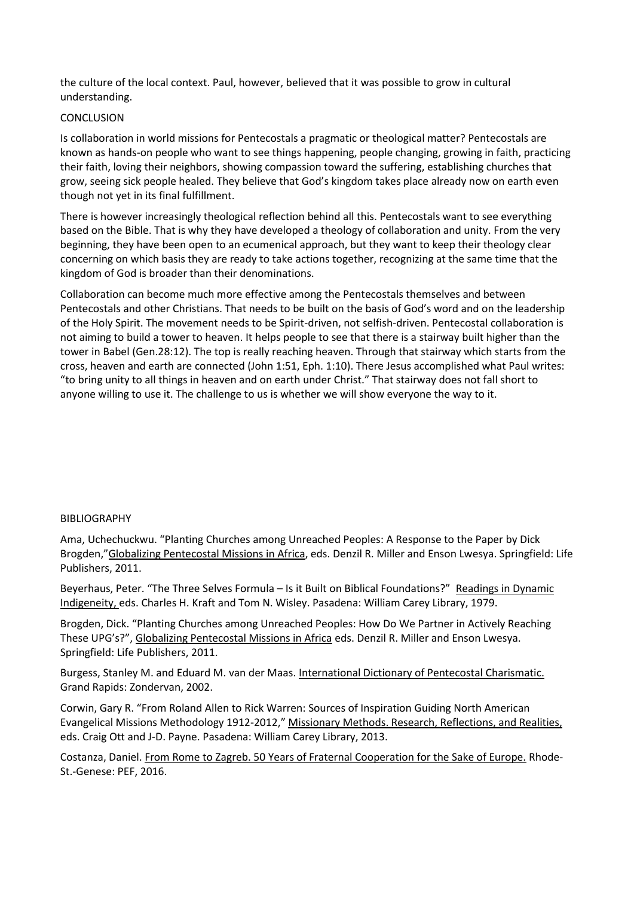the culture of the local context. Paul, however, believed that it was possible to grow in cultural understanding.

## CONCLUSION

Is collaboration in world missions for Pentecostals a pragmatic or theological matter? Pentecostals are known as hands-on people who want to see things happening, people changing, growing in faith, practicing their faith, loving their neighbors, showing compassion toward the suffering, establishing churches that grow, seeing sick people healed. They believe that God's kingdom takes place already now on earth even though not yet in its final fulfillment.

There is however increasingly theological reflection behind all this. Pentecostals want to see everything based on the Bible. That is why they have developed a theology of collaboration and unity. From the very beginning, they have been open to an ecumenical approach, but they want to keep their theology clear concerning on which basis they are ready to take actions together, recognizing at the same time that the kingdom of God is broader than their denominations.

Collaboration can become much more effective among the Pentecostals themselves and between Pentecostals and other Christians. That needs to be built on the basis of God's word and on the leadership of the Holy Spirit. The movement needs to be Spirit-driven, not selfish-driven. Pentecostal collaboration is not aiming to build a tower to heaven. It helps people to see that there is a stairway built higher than the tower in Babel (Gen.28:12). The top is really reaching heaven. Through that stairway which starts from the cross, heaven and earth are connected (John 1:51, Eph. 1:10). There Jesus accomplished what Paul writes: "to bring unity to all things in heaven and on earth under Christ." That stairway does not fall short to anyone willing to use it. The challenge to us is whether we will show everyone the way to it.

## BIBLIOGRAPHY

Ama, Uchechuckwu. "Planting Churches among Unreached Peoples: A Response to the Paper by Dick Brogden,"Globalizing Pentecostal Missions in Africa, eds. Denzil R. Miller and Enson Lwesya. Springfield: Life Publishers, 2011.

Beyerhaus, Peter. "The Three Selves Formula – Is it Built on Biblical Foundations?" Readings in Dynamic Indigeneity, eds. Charles H. Kraft and Tom N. Wisley. Pasadena: William Carey Library, 1979.

Brogden, Dick. "Planting Churches among Unreached Peoples: How Do We Partner in Actively Reaching These UPG's?", Globalizing Pentecostal Missions in Africa eds. Denzil R. Miller and Enson Lwesya. Springfield: Life Publishers, 2011.

Burgess, Stanley M. and Eduard M. van der Maas. International Dictionary of Pentecostal Charismatic. Grand Rapids: Zondervan, 2002.

Corwin, Gary R. "From Roland Allen to Rick Warren: Sources of Inspiration Guiding North American Evangelical Missions Methodology 1912-2012," Missionary Methods. Research, Reflections, and Realities, eds. Craig Ott and J-D. Payne. Pasadena: William Carey Library, 2013.

Costanza, Daniel. From Rome to Zagreb. 50 Years of Fraternal Cooperation for the Sake of Europe. Rhode-St.-Genese: PEF, 2016.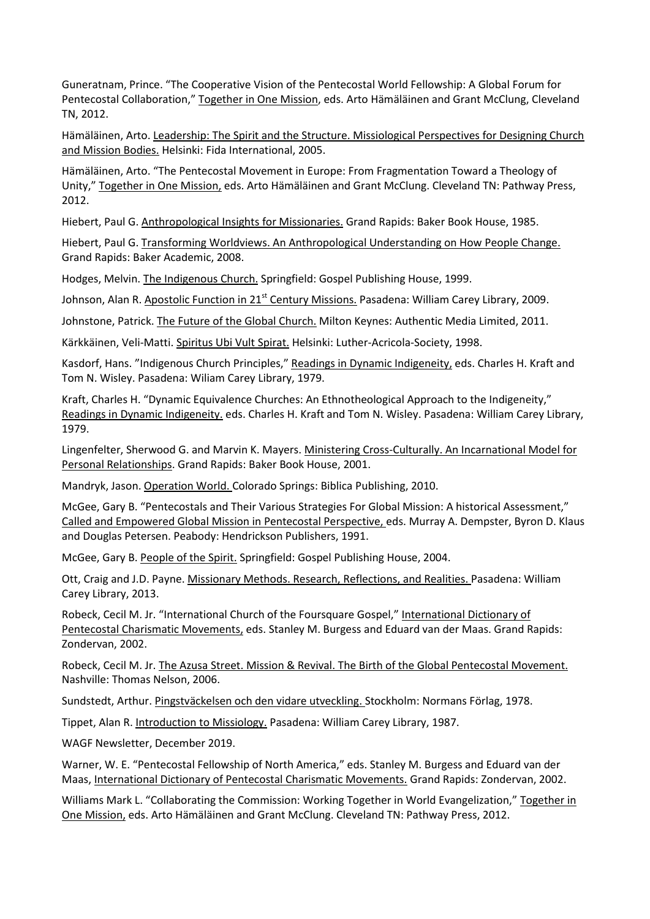Guneratnam, Prince. "The Cooperative Vision of the Pentecostal World Fellowship: A Global Forum for Pentecostal Collaboration," Together in One Mission, eds. Arto Hämäläinen and Grant McClung, Cleveland TN, 2012.

Hämäläinen, Arto. Leadership: The Spirit and the Structure. Missiological Perspectives for Designing Church and Mission Bodies. Helsinki: Fida International, 2005.

Hämäläinen, Arto. "The Pentecostal Movement in Europe: From Fragmentation Toward a Theology of Unity," Together in One Mission, eds. Arto Hämäläinen and Grant McClung. Cleveland TN: Pathway Press, 2012.

Hiebert, Paul G. Anthropological Insights for Missionaries. Grand Rapids: Baker Book House, 1985.

Hiebert, Paul G. Transforming Worldviews. An Anthropological Understanding on How People Change. Grand Rapids: Baker Academic, 2008.

Hodges, Melvin. The Indigenous Church. Springfield: Gospel Publishing House, 1999.

Johnson, Alan R. Apostolic Function in 21st Century Missions. Pasadena: William Carey Library, 2009.

Johnstone, Patrick. The Future of the Global Church. Milton Keynes: Authentic Media Limited, 2011.

Kärkkäinen, Veli-Matti. Spiritus Ubi Vult Spirat. Helsinki: Luther-Acricola-Society, 1998.

Kasdorf, Hans. "Indigenous Church Principles," Readings in Dynamic Indigeneity, eds. Charles H. Kraft and Tom N. Wisley. Pasadena: Wiliam Carey Library, 1979.

Kraft, Charles H. "Dynamic Equivalence Churches: An Ethnotheological Approach to the Indigeneity," Readings in Dynamic Indigeneity. eds. Charles H. Kraft and Tom N. Wisley. Pasadena: William Carey Library, 1979.

Lingenfelter, Sherwood G. and Marvin K. Mayers. Ministering Cross-Culturally. An Incarnational Model for Personal Relationships. Grand Rapids: Baker Book House, 2001.

Mandryk, Jason. Operation World. Colorado Springs: Biblica Publishing, 2010.

McGee, Gary B. "Pentecostals and Their Various Strategies For Global Mission: A historical Assessment," Called and Empowered Global Mission in Pentecostal Perspective, eds. Murray A. Dempster, Byron D. Klaus and Douglas Petersen. Peabody: Hendrickson Publishers, 1991.

McGee, Gary B. People of the Spirit. Springfield: Gospel Publishing House, 2004.

Ott, Craig and J.D. Payne. Missionary Methods. Research, Reflections, and Realities. Pasadena: William Carey Library, 2013.

Robeck, Cecil M. Jr. "International Church of the Foursquare Gospel," International Dictionary of Pentecostal Charismatic Movements, eds. Stanley M. Burgess and Eduard van der Maas. Grand Rapids: Zondervan, 2002.

Robeck, Cecil M. Jr. The Azusa Street. Mission & Revival. The Birth of the Global Pentecostal Movement. Nashville: Thomas Nelson, 2006.

Sundstedt, Arthur. Pingstväckelsen och den vidare utveckling. Stockholm: Normans Förlag, 1978.

Tippet, Alan R. Introduction to Missiology. Pasadena: William Carey Library, 1987.

WAGF Newsletter, December 2019.

Warner, W. E. "Pentecostal Fellowship of North America," eds. Stanley M. Burgess and Eduard van der Maas, International Dictionary of Pentecostal Charismatic Movements. Grand Rapids: Zondervan, 2002.

Williams Mark L. "Collaborating the Commission: Working Together in World Evangelization," Together in One Mission, eds. Arto Hämäläinen and Grant McClung. Cleveland TN: Pathway Press, 2012.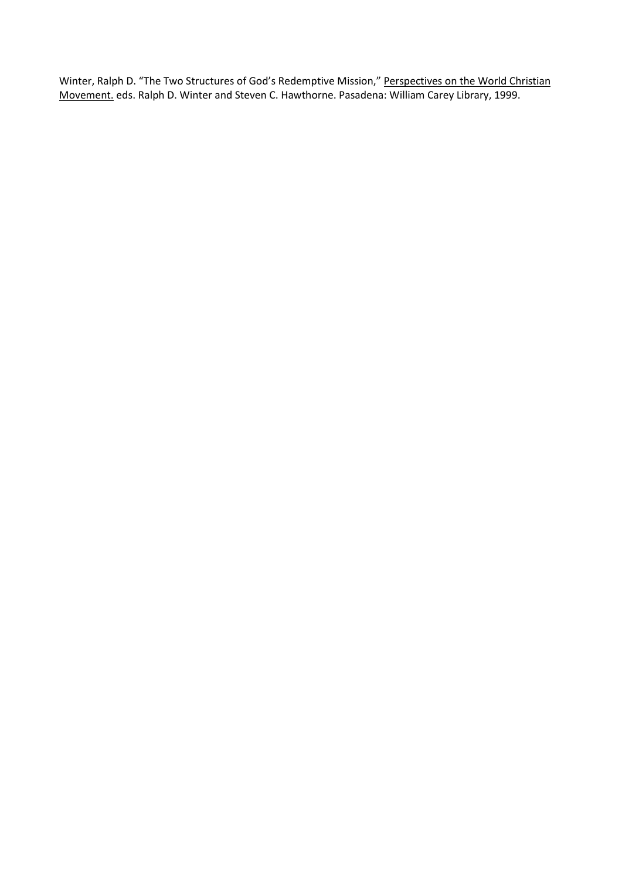Winter, Ralph D. “The Two Structures of God’s Redemptive Mission,” Perspectives on the World Christian Movement. eds. Ralph D. Winter and Steven C. Hawthorne. Pasadena: William Carey Library, 1999.